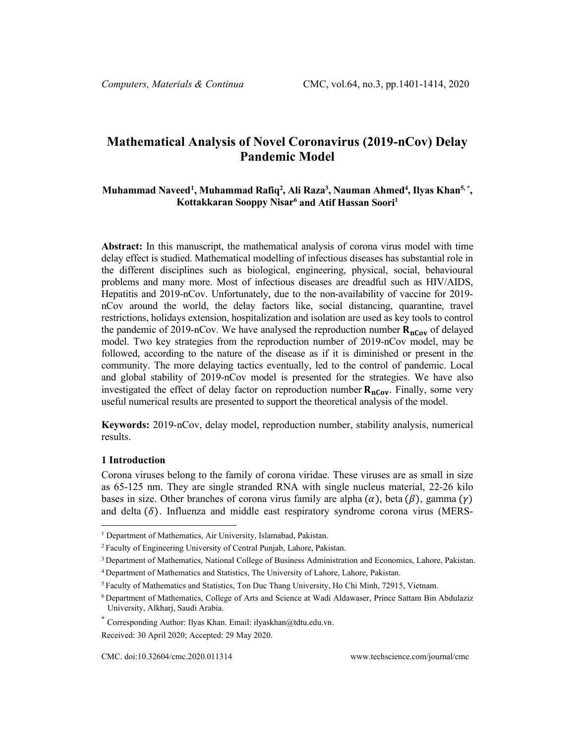# Mathematical Analysis of Novel Coronavirus (2019-nCov) Delay Pandemic Model

**Muhammad Naveed[1], Muhammad Rafiq[2], Ali Raza[3], Nauman Ahmed[4], Ilyas Khan[5,*], Kottakkaran Sooppy Nisar[6] and Atif Hassan Soori[1]**

**Abstract:** In this manuscript, the mathematical analysis of corona virus model with time delay effect is studied. Mathematical modelling of infectious diseases has substantial role in the different disciplines such as biological, engineering, physical, social, behavioural problems and many more. Most of infectious diseases are dreadful such as HIV/AIDS, Hepatitis and 2019-nCov. Unfortunately, due to the non-availability of vaccine for 2019-nCov around the world, the delay factors like, social distancing, quarantine, travel restrictions, holidays extension, hospitalization and isolation are used as key tools to control the pandemic of 2019-nCov. We have analysed the reproduction number $\mathbf{R_{nCov}}$ of delayed model. Two key strategies from the reproduction number of 2019-nCov model, may be followed, according to the nature of the disease as if it is diminished or present in the community. The more delaying tactics eventually, led to the control of pandemic. Local and global stability of 2019-nCov model is presented for the strategies. We have also investigated the effect of delay factor on reproduction number $\mathbf{R_{nCov}}$. Finally, some very useful numerical results are presented to support the theoretical analysis of the model.

**Keywords:** 2019-nCov, delay model, reproduction number, stability analysis, numerical results.

## 1 Introduction

Corona viruses belong to the family of corona viridae. These viruses are as small in size as 65-125 nm. They are single stranded RNA with single nucleus material, 22-26 kilo bases in size. Other branches of corona virus family are alpha $(\alpha)$, beta $(\beta)$, gamma $(\gamma)$ and delta $(\delta)$. Influenza and middle east respiratory syndrome corona virus (MERS-

---

[1] Department of Mathematics, Air University, Islamabad, Pakistan.

[2] Faculty of Engineering University of Central Punjab, Lahore, Pakistan.

[3] Department of Mathematics, National College of Business Administration and Economics, Lahore, Pakistan.

[4] Department of Mathematics and Statistics, The University of Lahore, Lahore, Pakistan.

[5] Faculty of Mathematics and Statistics, Ton Duc Thang University, Ho Chi Minh, 72915, Vietnam.

[6] Department of Mathematics, College of Arts and Science at Wadi Aldawaser, Prince Sattam Bin Abdulaziz University, Alkharj, Saudi Arabia.

[*] Corresponding Author: Ilyas Khan. Email: ilyaskhan@tdtu.edu.vn.

Received: 30 April 2020; Accepted: 29 May 2020.

CMC. doi:10.32604/cmc.2020.011314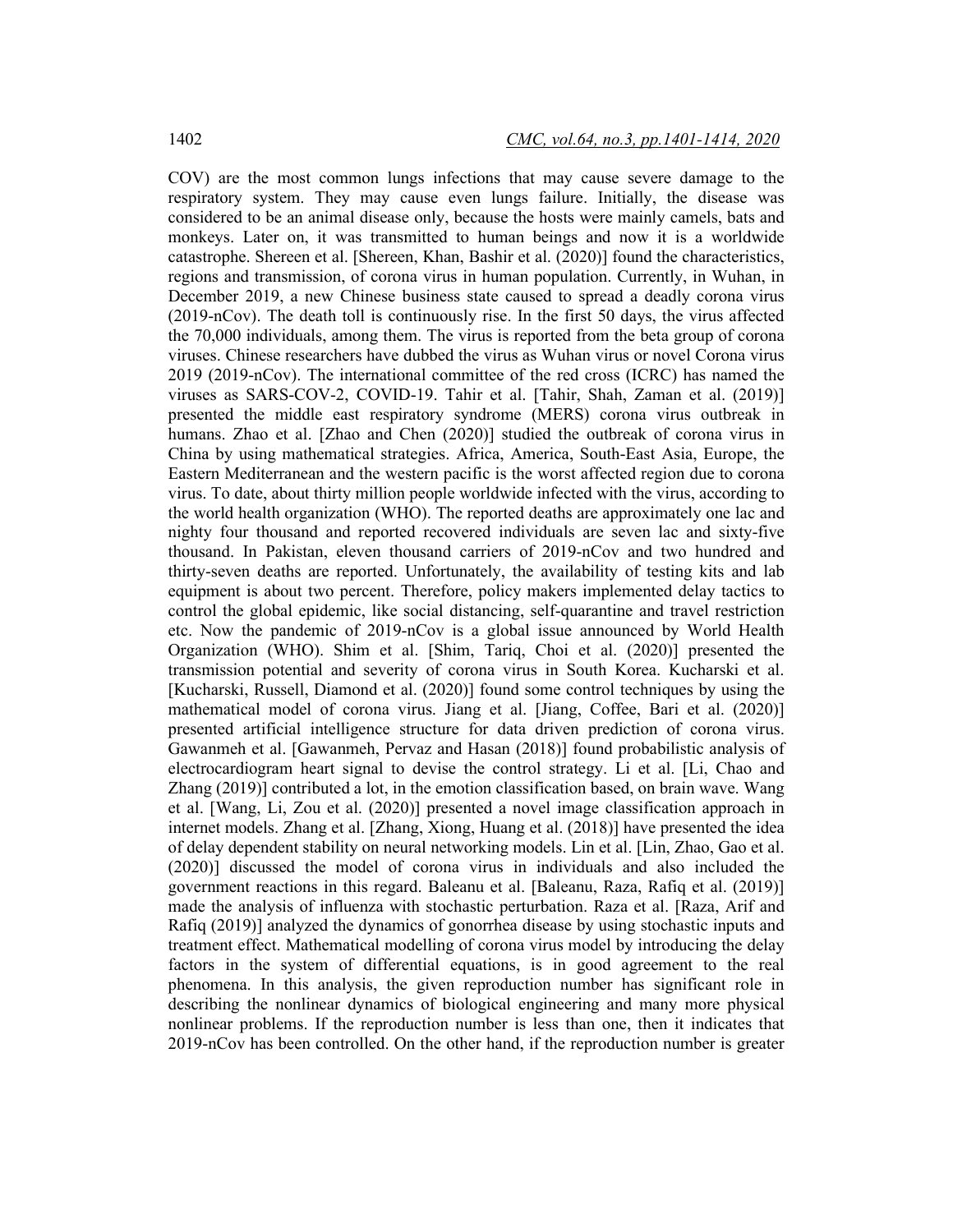COV) are the most common lungs infections that may cause severe damage to the respiratory system. They may cause even lungs failure. Initially, the disease was considered to be an animal disease only, because the hosts were mainly camels, bats and monkeys. Later on, it was transmitted to human beings and now it is a worldwide catastrophe. Shereen et al. [Shereen, Khan, Bashir et al. (2020)] found the characteristics, regions and transmission, of corona virus in human population. Currently, in Wuhan, in December 2019, a new Chinese business state caused to spread a deadly corona virus (2019-nCov). The death toll is continuously rise. In the first 50 days, the virus affected the 70,000 individuals, among them. The virus is reported from the beta group of corona viruses. Chinese researchers have dubbed the virus as Wuhan virus or novel Corona virus 2019 (2019-nCov). The international committee of the red cross (ICRC) has named the viruses as SARS-COV-2, COVID-19. Tahir et al. [Tahir, Shah, Zaman et al. (2019)] presented the middle east respiratory syndrome (MERS) corona virus outbreak in humans. Zhao et al. [Zhao and Chen (2020)] studied the outbreak of corona virus in China by using mathematical strategies. Africa, America, South-East Asia, Europe, the Eastern Mediterranean and the western pacific is the worst affected region due to corona virus. To date, about thirty million people worldwide infected with the virus, according to the world health organization (WHO). The reported deaths are approximately one lac and nighty four thousand and reported recovered individuals are seven lac and sixty-five thousand. In Pakistan, eleven thousand carriers of 2019-nCov and two hundred and thirty-seven deaths are reported. Unfortunately, the availability of testing kits and lab equipment is about two percent. Therefore, policy makers implemented delay tactics to control the global epidemic, like social distancing, self-quarantine and travel restriction etc. Now the pandemic of 2019-nCov is a global issue announced by World Health Organization (WHO). Shim et al. [Shim, Tariq, Choi et al. (2020)] presented the transmission potential and severity of corona virus in South Korea. Kucharski et al. [Kucharski, Russell, Diamond et al. (2020)] found some control techniques by using the mathematical model of corona virus. Jiang et al. [Jiang, Coffee, Bari et al. (2020)] presented artificial intelligence structure for data driven prediction of corona virus. Gawanmeh et al. [Gawanmeh, Pervaz and Hasan (2018)] found probabilistic analysis of electrocardiogram heart signal to devise the control strategy. Li et al. [Li, Chao and Zhang (2019)] contributed a lot, in the emotion classification based, on brain wave. Wang et al. [Wang, Li, Zou et al. (2020)] presented a novel image classification approach in internet models. Zhang et al. [Zhang, Xiong, Huang et al. (2018)] have presented the idea of delay dependent stability on neural networking models. Lin et al. [Lin, Zhao, Gao et al. (2020)] discussed the model of corona virus in individuals and also included the government reactions in this regard. Baleanu et al. [Baleanu, Raza, Rafiq et al. (2019)] made the analysis of influenza with stochastic perturbation. Raza et al. [Raza, Arif and Rafiq (2019)] analyzed the dynamics of gonorrhea disease by using stochastic inputs and treatment effect. Mathematical modelling of corona virus model by introducing the delay factors in the system of differential equations, is in good agreement to the real phenomena. In this analysis, the given reproduction number has significant role in describing the nonlinear dynamics of biological engineering and many more physical nonlinear problems. If the reproduction number is less than one, then it indicates that 2019-nCov has been controlled. On the other hand, if the reproduction number is greater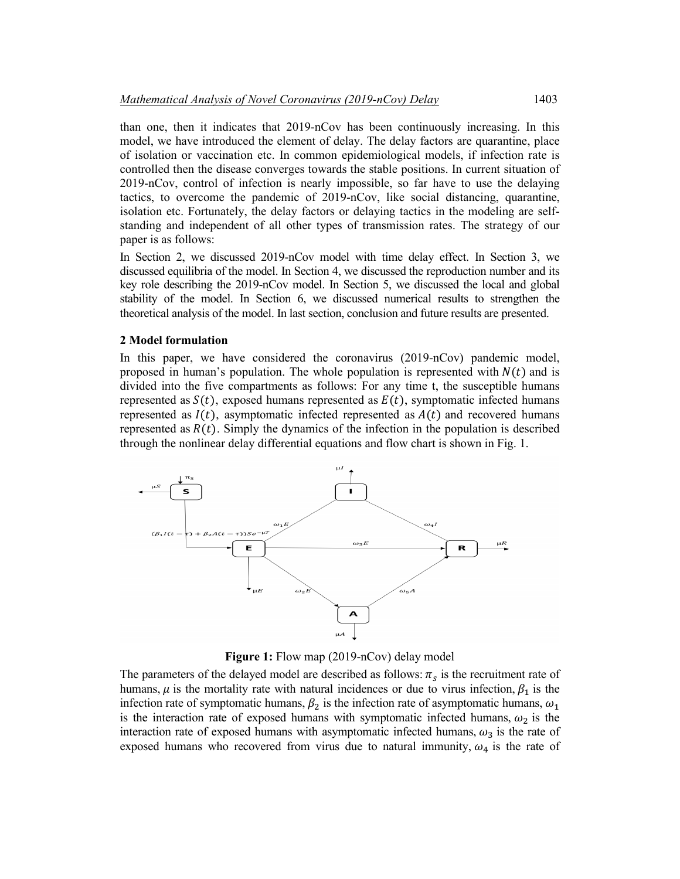than one, then it indicates that 2019-nCov has been continuously increasing. In this model, we have introduced the element of delay. The delay factors are quarantine, place of isolation or vaccination etc. In common epidemiological models, if infection rate is controlled then the disease converges towards the stable positions. In current situation of 2019-nCov, control of infection is nearly impossible, so far have to use the delaying tactics, to overcome the pandemic of 2019-nCov, like social distancing, quarantine, isolation etc. Fortunately, the delay factors or delaying tactics in the modeling are self-standing and independent of all other types of transmission rates. The strategy of our paper is as follows:

In Section 2, we discussed 2019-nCov model with time delay effect. In Section 3, we discussed equilibria of the model. In Section 4, we discussed the reproduction number and its key role describing the 2019-nCov model. In Section 5, we discussed the local and global stability of the model. In Section 6, we discussed numerical results to strengthen the theoretical analysis of the model. In last section, conclusion and future results are presented.

## 2 Model formulation

In this paper, we have considered the coronavirus (2019-nCov) pandemic model, proposed in human's population. The whole population is represented with $N(t)$ and is divided into the five compartments as follows: For any time t, the susceptible humans represented as $S(t)$, exposed humans represented as $E(t)$, symptomatic infected humans represented as $I(t)$, asymptomatic infected represented as $A(t)$ and recovered humans represented as $R(t)$. Simply the dynamics of the infection in the population is described through the nonlinear delay differential equations and flow chart is shown in Fig. 1.

**Figure 1:** Flow map (2019-nCov) delay model

The parameters of the delayed model are described as follows: $\pi_s$ is the recruitment rate of humans, $\mu$ is the mortality rate with natural incidences or due to virus infection, $\beta_1$ is the infection rate of symptomatic humans, $\beta_2$ is the infection rate of asymptomatic humans, $\omega_1$ is the interaction rate of exposed humans with symptomatic infected humans, $\omega_2$ is the interaction rate of exposed humans with asymptomatic infected humans, $\omega_3$ is the rate of exposed humans who recovered from virus due to natural immunity, $\omega_4$ is the rate of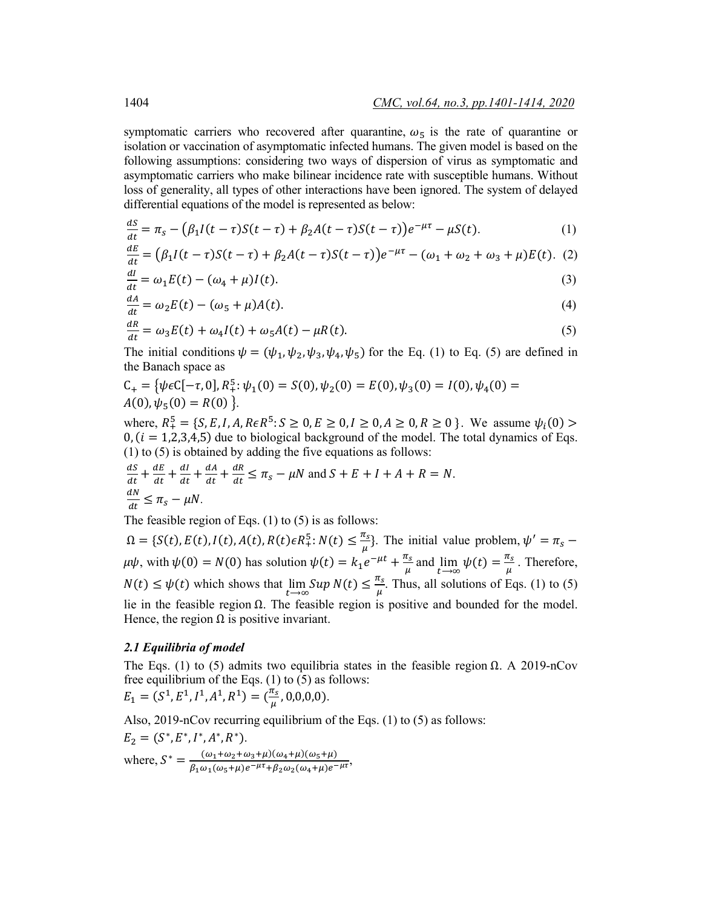symptomatic carriers who recovered after quarantine, $\omega_5$ is the rate of quarantine or isolation or vaccination of asymptomatic infected humans. The given model is based on the following assumptions: considering two ways of dispersion of virus as symptomatic and asymptomatic carriers who make bilinear incidence rate with susceptible humans. Without loss of generality, all types of other interactions have been ignored. The system of delayed differential equations of the model is represented as below:

$$\frac{dS}{dt} = \pi_s - \big(\beta_1 I(t-\tau)S(t-\tau) + \beta_2 A(t-\tau)S(t-\tau)\big)e^{-\mu\tau} - \mu S(t). \tag{1}$$

$$\frac{dE}{dt} = \big(\beta_1 I(t-\tau)S(t-\tau) + \beta_2 A(t-\tau)S(t-\tau)\big)e^{-\mu\tau} - (\omega_1 + \omega_2 + \omega_3 + \mu)E(t). \tag{2}$$

$$\frac{dI}{dt} = \omega_1 E(t) - (\omega_4 + \mu)I(t). \tag{3}$$

$$\frac{dA}{dt} = \omega_2 E(t) - (\omega_5 + \mu)A(t). \tag{4}$$

$$\frac{dR}{dt} = \omega_3 E(t) + \omega_4 I(t) + \omega_5 A(t) - \mu R(t). \tag{5}$$

The initial conditions $\psi = (\psi_1, \psi_2, \psi_3, \psi_4, \psi_5)$ for the Eq. (1) to Eq. (5) are defined in the Banach space as

$C_+ = \{\psi \epsilon C[-\tau, 0], R_+^5 : \psi_1(0) = S(0), \psi_2(0) = E(0), \psi_3(0) = I(0), \psi_4(0) = A(0), \psi_5(0) = R(0)\}$.

where, $R_+^5 = \{S, E, I, A, R \epsilon R^5 : S \geq 0, E \geq 0, I \geq 0, A \geq 0, R \geq 0\}$. We assume $\psi_i(0) > 0, (i = 1,2,3,4,5)$ due to biological background of the model. The total dynamics of Eqs. (1) to (5) is obtained by adding the five equations as follows:

$\frac{dS}{dt} + \frac{dE}{dt} + \frac{dI}{dt} + \frac{dA}{dt} + \frac{dR}{dt} \leq \pi_s - \mu N$ and $S + E + I + A + R = N$.

$\frac{dN}{dt} \leq \pi_s - \mu N$.

The feasible region of Eqs. (1) to (5) is as follows:

$\Omega = \{S(t), E(t), I(t), A(t), R(t) \epsilon R_+^5 : N(t) \leq \frac{\pi_s}{\mu}\}$. The initial value problem, $\psi' = \pi_s - \mu\psi$, with $\psi(0) = N(0)$ has solution $\psi(t) = k_1 e^{-\mu t} + \frac{\pi_s}{\mu}$ and $\lim_{t\to\infty} \psi(t) = \frac{\pi_s}{\mu}$. Therefore, $N(t) \leq \psi(t)$ which shows that $\lim_{t\to\infty} Sup\, N(t) \leq \frac{\pi_s}{\mu}$. Thus, all solutions of Eqs. (1) to (5) lie in the feasible region $\Omega$. The feasible region is positive and bounded for the model. Hence, the region $\Omega$ is positive invariant.

### *2.1 Equilibria of model*

The Eqs. (1) to (5) admits two equilibria states in the feasible region $\Omega$. A 2019-nCov free equilibrium of the Eqs. (1) to (5) as follows:

$E_1 = (S^1, E^1, I^1, A^1, R^1) = (\frac{\pi_s}{\mu}, 0,0,0,0)$.

Also, 2019-nCov recurring equilibrium of the Eqs. (1) to (5) as follows:

$E_2 = (S^*, E^*, I^*, A^*, R^*)$.

where, $S^* = \frac{(\omega_1+\omega_2+\omega_3+\mu)(\omega_4+\mu)(\omega_5+\mu)}{\beta_1\omega_1(\omega_5+\mu)e^{-\mu\tau}+\beta_2\omega_2(\omega_4+\mu)e^{-\mu\tau}}$,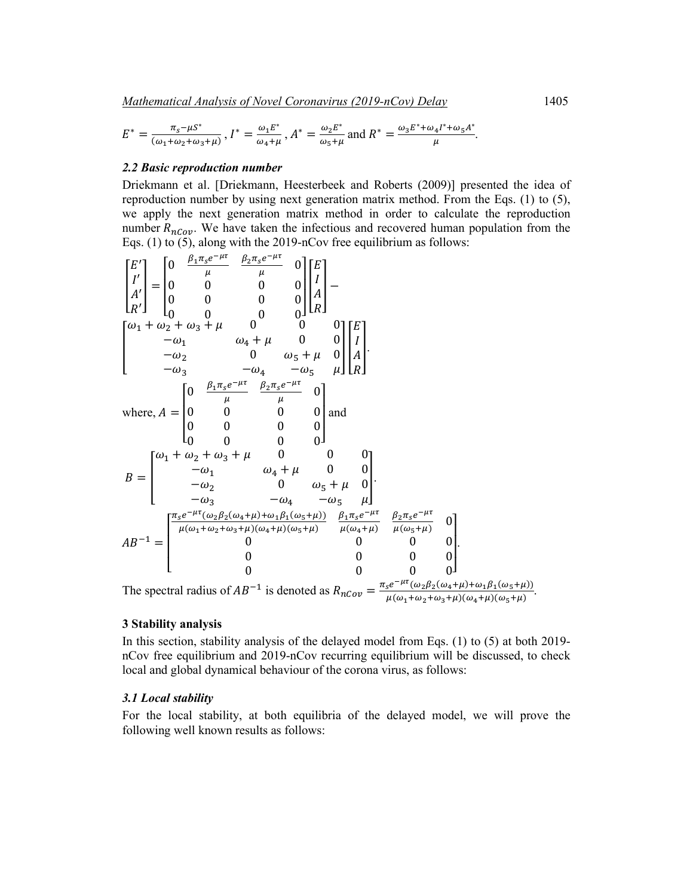$E^* = \frac{\pi_s - \mu S^*}{(\omega_1+\omega_2+\omega_3+\mu)}$, $I^* = \frac{\omega_1 E^*}{\omega_4+\mu}$, $A^* = \frac{\omega_2 E^*}{\omega_5+\mu}$ and $R^* = \frac{\omega_3 E^* + \omega_4 I^* + \omega_5 A^*}{\mu}$.

### *2.2 Basic reproduction number*

Driekmann et al. [Driekmann, Heesterbeek and Roberts (2009)] presented the idea of reproduction number by using next generation matrix method. From the Eqs. (1) to (5), we apply the next generation matrix method in order to calculate the reproduction number $R_{nCov}$. We have taken the infectious and recovered human population from the Eqs. (1) to (5), along with the 2019-nCov free equilibrium as follows:

$$
\begin{bmatrix} E' \\ I' \\ A' \\ R' \end{bmatrix} = \begin{bmatrix} 0 & \frac{\beta_1 \pi_s e^{-\mu\tau}}{\mu} & \frac{\beta_2 \pi_s e^{-\mu\tau}}{\mu} & 0 \\ 0 & 0 & 0 & 0 \\ 0 & 0 & 0 & 0 \\ 0 & 0 & 0 & 0 \end{bmatrix} \begin{bmatrix} E \\ I \\ A \\ R \end{bmatrix} -
$$

$$
\begin{bmatrix} \omega_1+\omega_2+\omega_3+\mu & 0 & 0 & 0 \\ -\omega_1 & \omega_4+\mu & 0 & 0 \\ -\omega_2 & 0 & \omega_5+\mu & 0 \\ -\omega_3 & -\omega_4 & -\omega_5 & \mu \end{bmatrix} \begin{bmatrix} E \\ I \\ A \\ R \end{bmatrix}.
$$

where, $A = \begin{bmatrix} 0 & \frac{\beta_1 \pi_s e^{-\mu\tau}}{\mu} & \frac{\beta_2 \pi_s e^{-\mu\tau}}{\mu} & 0 \\ 0 & 0 & 0 & 0 \\ 0 & 0 & 0 & 0 \\ 0 & 0 & 0 & 0 \end{bmatrix}$ and

$$
B = \begin{bmatrix} \omega_1+\omega_2+\omega_3+\mu & 0 & 0 & 0 \\ -\omega_1 & \omega_4+\mu & 0 & 0 \\ -\omega_2 & 0 & \omega_5+\mu & 0 \\ -\omega_3 & -\omega_4 & -\omega_5 & \mu \end{bmatrix}.
$$

$$
AB^{-1} = \begin{bmatrix} \frac{\pi_s e^{-\mu\tau}(\omega_2\beta_2(\omega_4+\mu)+\omega_1\beta_1(\omega_5+\mu))}{\mu(\omega_1+\omega_2+\omega_3+\mu)(\omega_4+\mu)(\omega_5+\mu)} & \frac{\beta_1 \pi_s e^{-\mu\tau}}{\mu(\omega_4+\mu)} & \frac{\beta_2 \pi_s e^{-\mu\tau}}{\mu(\omega_5+\mu)} & 0 \\ 0 & 0 & 0 & 0 \\ 0 & 0 & 0 & 0 \\ 0 & 0 & 0 & 0 \end{bmatrix}.
$$

The spectral radius of $AB^{-1}$ is denoted as $R_{nCov} = \frac{\pi_s e^{-\mu\tau}(\omega_2\beta_2(\omega_4+\mu)+\omega_1\beta_1(\omega_5+\mu))}{\mu(\omega_1+\omega_2+\omega_3+\mu)(\omega_4+\mu)(\omega_5+\mu)}$.

## 3 Stability analysis

In this section, stability analysis of the delayed model from Eqs. (1) to (5) at both 2019-nCov free equilibrium and 2019-nCov recurring equilibrium will be discussed, to check local and global dynamical behaviour of the corona virus, as follows:

### *3.1 Local stability*

For the local stability, at both equilibria of the delayed model, we will prove the following well known results as follows: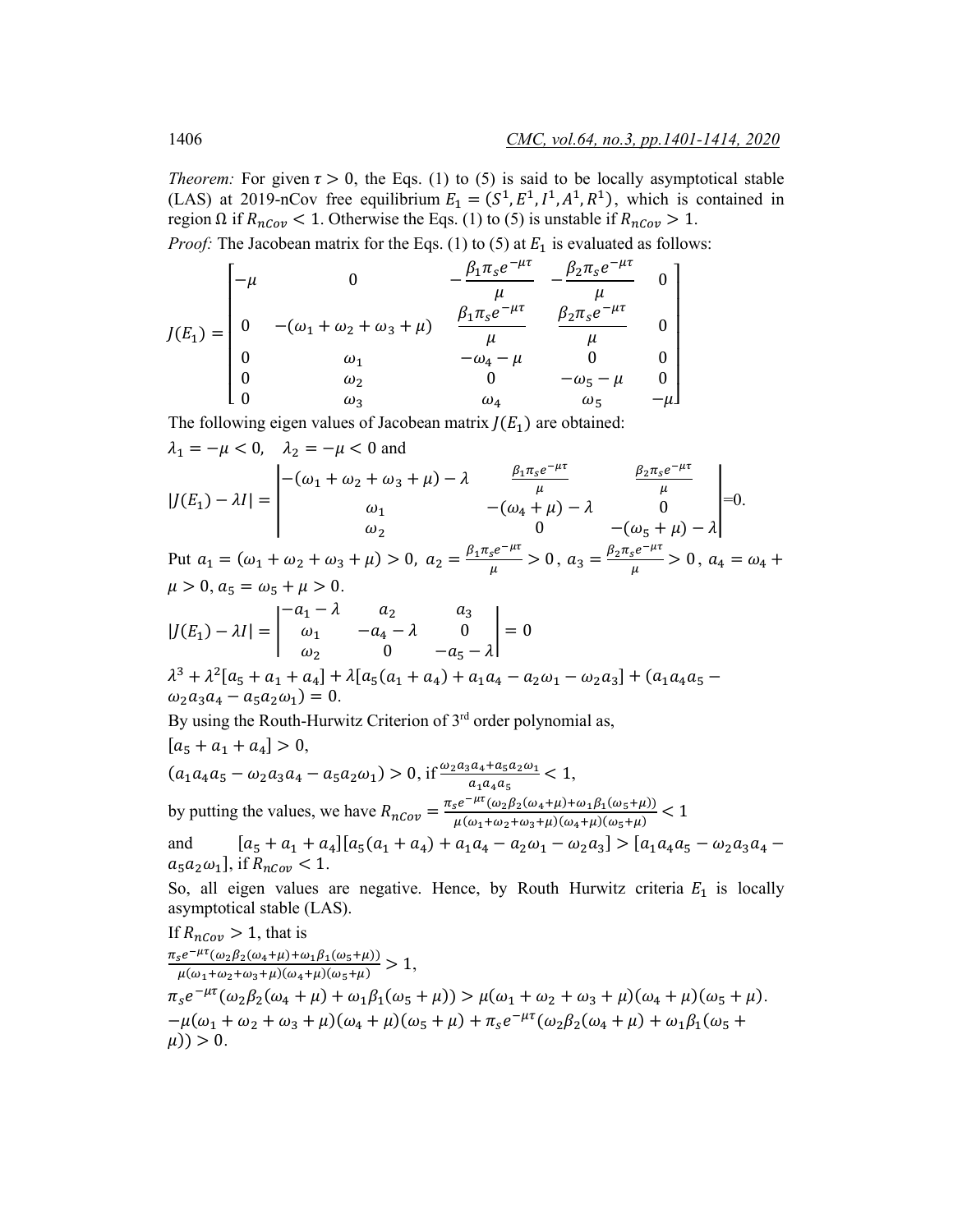*Theorem:* For given $\tau > 0$, the Eqs. (1) to (5) is said to be locally asymptotical stable (LAS) at 2019-nCov free equilibrium $E_1 = (S^1, E^1, I^1, A^1, R^1)$, which is contained in region $\Omega$ if $R_{nCov} < 1$. Otherwise the Eqs. (1) to (5) is unstable if $R_{nCov} > 1$.

*Proof:* The Jacobean matrix for the Eqs. (1) to (5) at $E_1$ is evaluated as follows:

$$J(E_1) = \begin{bmatrix} -\mu & 0 & -\frac{\beta_1 \pi_s e^{-\mu\tau}}{\mu} & -\frac{\beta_2 \pi_s e^{-\mu\tau}}{\mu} & 0 \\ 0 & -(\omega_1+\omega_2+\omega_3+\mu) & \frac{\beta_1 \pi_s e^{-\mu\tau}}{\mu} & \frac{\beta_2 \pi_s e^{-\mu\tau}}{\mu} & 0 \\ 0 & \omega_1 & -\omega_4-\mu & 0 & 0 \\ 0 & \omega_2 & 0 & -\omega_5-\mu & 0 \\ 0 & \omega_3 & \omega_4 & \omega_5 & -\mu \end{bmatrix}$$

The following eigen values of Jacobean matrix $J(E_1)$ are obtained:

$\lambda_1 = -\mu < 0, \quad \lambda_2 = -\mu < 0$ and

$$|J(E_1) - \lambda I| = \begin{vmatrix} -(\omega_1+\omega_2+\omega_3+\mu) - \lambda & \frac{\beta_1 \pi_s e^{-\mu\tau}}{\mu} & \frac{\beta_2 \pi_s e^{-\mu\tau}}{\mu} \\ \omega_1 & -(\omega_4+\mu) - \lambda & 0 \\ \omega_2 & 0 & -(\omega_5+\mu) - \lambda \end{vmatrix} = 0.$$

Put $a_1 = (\omega_1+\omega_2+\omega_3+\mu) > 0,\ a_2 = \frac{\beta_1 \pi_s e^{-\mu\tau}}{\mu} > 0,\ a_3 = \frac{\beta_2 \pi_s e^{-\mu\tau}}{\mu} > 0,\ a_4 = \omega_4 + \mu > 0, a_5 = \omega_5 + \mu > 0$.

$$|J(E_1) - \lambda I| = \begin{vmatrix} -a_1 - \lambda & a_2 & a_3 \\ \omega_1 & -a_4 - \lambda & 0 \\ \omega_2 & 0 & -a_5 - \lambda \end{vmatrix} = 0$$

$\lambda^3 + \lambda^2[a_5 + a_1 + a_4] + \lambda[a_5(a_1 + a_4) + a_1 a_4 - a_2\omega_1 - \omega_2 a_3] + (a_1 a_4 a_5 - \omega_2 a_3 a_4 - a_5 a_2 \omega_1) = 0.$

By using the Routh-Hurwitz Criterion of 3rd order polynomial as,

$[a_5 + a_1 + a_4] > 0,$

$(a_1 a_4 a_5 - \omega_2 a_3 a_4 - a_5 a_2 \omega_1) > 0$, if $\frac{\omega_2 a_3 a_4 + a_5 a_2 \omega_1}{a_1 a_4 a_5} < 1$,

by putting the values, we have $R_{nCov} = \frac{\pi_s e^{-\mu\tau}(\omega_2\beta_2(\omega_4+\mu) + \omega_1\beta_1(\omega_5+\mu))}{\mu(\omega_1+\omega_2+\omega_3+\mu)(\omega_4+\mu)(\omega_5+\mu)} < 1$

and $[a_5 + a_1 + a_4][a_5(a_1 + a_4) + a_1 a_4 - a_2\omega_1 - \omega_2 a_3] > [a_1 a_4 a_5 - \omega_2 a_3 a_4 - a_5 a_2 \omega_1]$, if $R_{nCov} < 1$.

So, all eigen values are negative. Hence, by Routh Hurwitz criteria $E_1$ is locally asymptotical stable (LAS).

If $R_{nCov} > 1$, that is

$\frac{\pi_s e^{-\mu\tau}(\omega_2\beta_2(\omega_4+\mu) + \omega_1\beta_1(\omega_5+\mu))}{\mu(\omega_1+\omega_2+\omega_3+\mu)(\omega_4+\mu)(\omega_5+\mu)} > 1,$

$\pi_s e^{-\mu\tau}(\omega_2\beta_2(\omega_4+\mu) + \omega_1\beta_1(\omega_5+\mu)) > \mu(\omega_1+\omega_2+\omega_3+\mu)(\omega_4+\mu)(\omega_5+\mu).$

$-\mu(\omega_1+\omega_2+\omega_3+\mu)(\omega_4+\mu)(\omega_5+\mu) + \pi_s e^{-\mu\tau}(\omega_2\beta_2(\omega_4+\mu) + \omega_1\beta_1(\omega_5+\mu)) > 0.$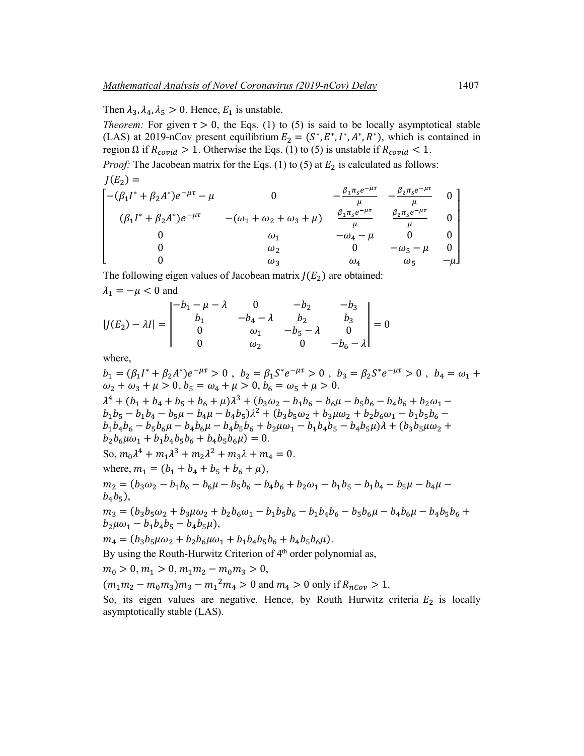Then $\lambda_3, \lambda_4, \lambda_5 > 0$. Hence, $E_1$ is unstable.

*Theorem:* For given $\tau > 0$, the Eqs. (1) to (5) is said to be locally asymptotical stable (LAS) at 2019-nCov present equilibrium $E_2 = (S^*, E^*, I^*, A^*, R^*)$, which is contained in region $\Omega$ if $R_{covid} > 1$. Otherwise the Eqs. (1) to (5) is unstable if $R_{covid} < 1$.

*Proof:* The Jacobean matrix for the Eqs. (1) to (5) at $E_2$ is calculated as follows:

$$J(E_2) = \begin{bmatrix} -(\beta_1 I^* + \beta_2 A^*)e^{-\mu\tau} - \mu & 0 & -\frac{\beta_1 \pi_s e^{-\mu\tau}}{\mu} & -\frac{\beta_2 \pi_s e^{-\mu\tau}}{\mu} & 0 \\ (\beta_1 I^* + \beta_2 A^*)e^{-\mu\tau} & -(\omega_1 + \omega_2 + \omega_3 + \mu) & \frac{\beta_1 \pi_s e^{-\mu\tau}}{\mu} & \frac{\beta_2 \pi_s e^{-\mu\tau}}{\mu} & 0 \\ 0 & \omega_1 & -\omega_4 - \mu & 0 & 0 \\ 0 & \omega_2 & 0 & -\omega_5 - \mu & 0 \\ 0 & \omega_3 & \omega_4 & \omega_5 & -\mu \end{bmatrix}$$

The following eigen values of Jacobean matrix $J(E_2)$ are obtained:

$\lambda_1 = -\mu < 0$ and

$$|J(E_2) - \lambda I| = \begin{vmatrix} -b_1 - \mu - \lambda & 0 & -b_2 & -b_3 \\ b_1 & -b_4 - \lambda & b_2 & b_3 \\ 0 & \omega_1 & -b_5 - \lambda & 0 \\ 0 & \omega_2 & 0 & -b_6 - \lambda \end{vmatrix} = 0$$

where,

$b_1 = (\beta_1 I^* + \beta_2 A^*)e^{-\mu\tau} > 0$, $b_2 = \beta_1 S^* e^{-\mu\tau} > 0$, $b_3 = \beta_2 S^* e^{-\mu\tau} > 0$, $b_4 = \omega_1 + \omega_2 + \omega_3 + \mu > 0$, $b_5 = \omega_4 + \mu > 0$, $b_6 = \omega_5 + \mu > 0$.

$$\lambda^4 + (b_1 + b_4 + b_5 + b_6 + \mu)\lambda^3 + (b_3\omega_2 - b_1b_6 - b_6\mu - b_5b_6 - b_4b_6 + b_2\omega_1 - b_1b_5 - b_1b_4 - b_5\mu - b_4\mu - b_4b_5)\lambda^2 + (b_3b_5\omega_2 + b_3\mu\omega_2 + b_2b_6\omega_1 - b_1b_5b_6 - b_1b_4b_6 - b_5b_6\mu - b_4b_6\mu - b_4b_5b_6 + b_2\mu\omega_1 - b_1b_4b_5 - b_4b_5\mu)\lambda + (b_3b_5\mu\omega_2 + b_2b_6\mu\omega_1 + b_1b_4b_5b_6 + b_4b_5b_6\mu) = 0.$$

So, $m_0\lambda^4 + m_1\lambda^3 + m_2\lambda^2 + m_3\lambda + m_4 = 0$.

where, $m_1 = (b_1 + b_4 + b_5 + b_6 + \mu)$,

$m_2 = (b_3\omega_2 - b_1b_6 - b_6\mu - b_5b_6 - b_4b_6 + b_2\omega_1 - b_1b_5 - b_1b_4 - b_5\mu - b_4\mu - b_4b_5)$,

$m_3 = (b_3b_5\omega_2 + b_3\mu\omega_2 + b_2b_6\omega_1 - b_1b_5b_6 - b_1b_4b_6 - b_5b_6\mu - b_4b_6\mu - b_4b_5b_6 + b_2\mu\omega_1 - b_1b_4b_5 - b_4b_5\mu)$,

$m_4 = (b_3b_5\mu\omega_2 + b_2b_6\mu\omega_1 + b_1b_4b_5b_6 + b_4b_5b_6\mu)$.

By using the Routh-Hurwitz Criterion of 4th order polynomial as,

$m_0 > 0, m_1 > 0, m_1m_2 - m_0m_3 > 0$,

$(m_1m_2 - m_0m_3)m_3 - {m_1}^2m_4 > 0$ and $m_4 > 0$ only if $R_{nCov} > 1$.

So, its eigen values are negative. Hence, by Routh Hurwitz criteria $E_2$ is locally asymptotically stable (LAS).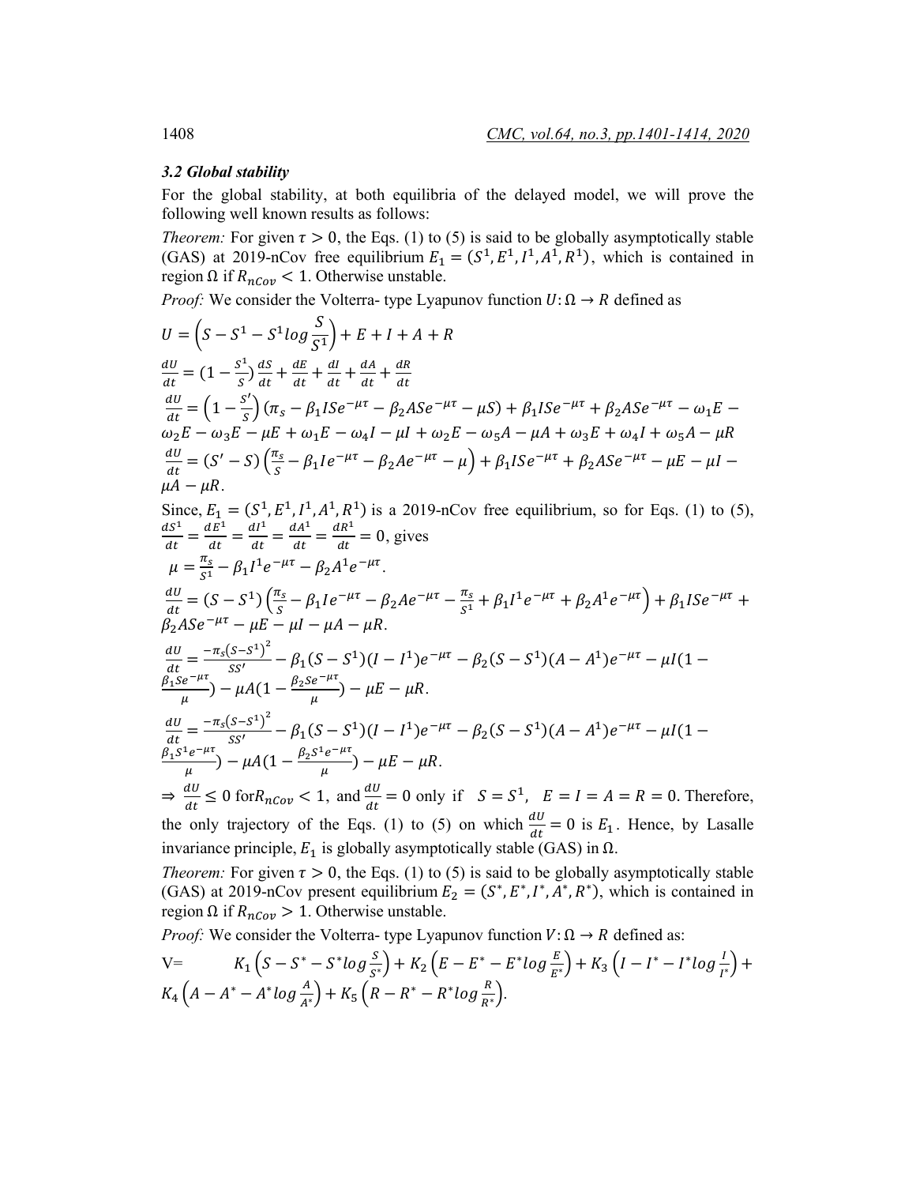### *3.2 Global stability*

For the global stability, at both equilibria of the delayed model, we will prove the following well known results as follows:

*Theorem:* For given $\tau > 0$, the Eqs. (1) to (5) is said to be globally asymptotically stable (GAS) at 2019-nCov free equilibrium $E_1 = (S^1, E^1, I^1, A^1, R^1)$, which is contained in region $\Omega$ if $R_{nCov} < 1$. Otherwise unstable.

*Proof:* We consider the Volterra- type Lyapunov function $U: \Omega \to R$ defined as

$$U = \left(S - S^1 - S^1 log \frac{S}{S^1}\right) + E + I + A + R$$

$$\frac{dU}{dt} = \left(1 - \frac{S^1}{S}\right)\frac{dS}{dt} + \frac{dE}{dt} + \frac{dI}{dt} + \frac{dA}{dt} + \frac{dR}{dt}$$

$$\frac{dU}{dt} = \left(1 - \frac{S'}{S}\right)(\pi_s - \beta_1 ISe^{-\mu\tau} - \beta_2 ASe^{-\mu\tau} - \mu S) + \beta_1 ISe^{-\mu\tau} + \beta_2 ASe^{-\mu\tau} - \omega_1 E - \omega_2 E - \omega_3 E - \mu E + \omega_1 E - \omega_4 I - \mu I + \omega_2 E - \omega_5 A - \mu A + \omega_3 E + \omega_4 I + \omega_5 A - \mu R$$

$$\frac{dU}{dt} = (S' - S)\left(\frac{\pi_s}{S} - \beta_1 Ie^{-\mu\tau} - \beta_2 Ae^{-\mu\tau} - \mu\right) + \beta_1 ISe^{-\mu\tau} + \beta_2 ASe^{-\mu\tau} - \mu E - \mu I - \mu A - \mu R.$$

Since, $E_1 = (S^1, E^1, I^1, A^1, R^1)$ is a 2019-nCov free equilibrium, so for Eqs. (1) to (5), $\frac{dS^1}{dt} = \frac{dE^1}{dt} = \frac{dI^1}{dt} = \frac{dA^1}{dt} = \frac{dR^1}{dt} = 0$, gives

$$\mu = \frac{\pi_s}{S^1} - \beta_1 I^1 e^{-\mu\tau} - \beta_2 A^1 e^{-\mu\tau}.$$

$$\frac{dU}{dt} = (S - S^1)\left(\frac{\pi_s}{S} - \beta_1 Ie^{-\mu\tau} - \beta_2 Ae^{-\mu\tau} - \frac{\pi_s}{S^1} + \beta_1 I^1 e^{-\mu\tau} + \beta_2 A^1 e^{-\mu\tau}\right) + \beta_1 ISe^{-\mu\tau} + \beta_2 ASe^{-\mu\tau} - \mu E - \mu I - \mu A - \mu R.$$

$$\frac{dU}{dt} = \frac{-\pi_s (S - S^1)^2}{SS'} - \beta_1 (S - S^1)(I - I^1)e^{-\mu\tau} - \beta_2 (S - S^1)(A - A^1)e^{-\mu\tau} - \mu I\left(1 - \frac{\beta_1 Se^{-\mu\tau}}{\mu}\right) - \mu A\left(1 - \frac{\beta_2 Se^{-\mu\tau}}{\mu}\right) - \mu E - \mu R.$$

$$\frac{dU}{dt} = \frac{-\pi_s (S - S^1)^2}{SS'} - \beta_1 (S - S^1)(I - I^1)e^{-\mu\tau} - \beta_2 (S - S^1)(A - A^1)e^{-\mu\tau} - \mu I\left(1 - \frac{\beta_1 S^1 e^{-\mu\tau}}{\mu}\right) - \mu A\left(1 - \frac{\beta_2 S^1 e^{-\mu\tau}}{\mu}\right) - \mu E - \mu R.$$

$\Rightarrow \frac{dU}{dt} \leq 0$ for $R_{nCov} < 1$, and $\frac{dU}{dt} = 0$ only if $S = S^1$, $E = I = A = R = 0$. Therefore, the only trajectory of the Eqs. (1) to (5) on which $\frac{dU}{dt} = 0$ is $E_1$. Hence, by Lasalle invariance principle, $E_1$ is globally asymptotically stable (GAS) in $\Omega$.

*Theorem:* For given $\tau > 0$, the Eqs. (1) to (5) is said to be globally asymptotically stable (GAS) at 2019-nCov present equilibrium $E_2 = (S^*, E^*, I^*, A^*, R^*)$, which is contained in region $\Omega$ if $R_{nCov} > 1$. Otherwise unstable.

*Proof:* We consider the Volterra- type Lyapunov function $V: \Omega \to R$ defined as:

$$V = K_1\left(S - S^* - S^* log \frac{S}{S^*}\right) + K_2\left(E - E^* - E^* log \frac{E}{E^*}\right) + K_3\left(I - I^* - I^* log \frac{I}{I^*}\right) + K_4\left(A - A^* - A^* log \frac{A}{A^*}\right) + K_5\left(R - R^* - R^* log \frac{R}{R^*}\right).$$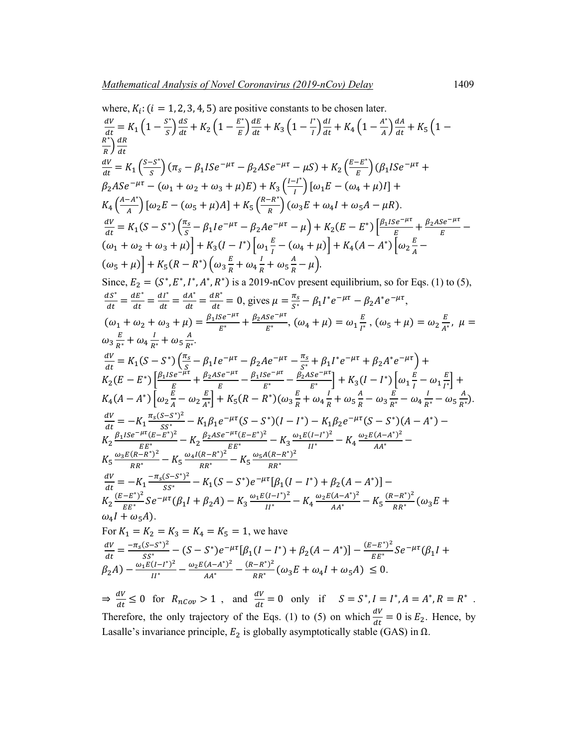where, $K_i$: $(i = 1, 2, 3, 4, 5)$ are positive constants to be chosen later.

$$\frac{dV}{dt} = K_1\left(1 - \frac{S^*}{S}\right)\frac{dS}{dt} + K_2\left(1 - \frac{E^*}{E}\right)\frac{dE}{dt} + K_3\left(1 - \frac{I^*}{I}\right)\frac{dI}{dt} + K_4\left(1 - \frac{A^*}{A}\right)\frac{dA}{dt} + K_5\left(1 - \frac{R^*}{R}\right)\frac{dR}{dt}$$

$$\frac{dV}{dt} = K_1\left(\frac{S-S^*}{S}\right)(\pi_s - \beta_1 ISe^{-\mu\tau} - \beta_2 ASe^{-\mu\tau} - \mu S) + K_2\left(\frac{E-E^*}{E}\right)(\beta_1 ISe^{-\mu\tau} + \beta_2 ASe^{-\mu\tau} - (\omega_1 + \omega_2 + \omega_3 + \mu)E) + K_3\left(\frac{I-I^*}{I}\right)[\omega_1 E - (\omega_4 + \mu)I] + K_4\left(\frac{A-A^*}{A}\right)[\omega_2 E - (\omega_5 + \mu)A] + K_5\left(\frac{R-R^*}{R}\right)(\omega_3 E + \omega_4 I + \omega_5 A - \mu R).$$

$$\frac{dV}{dt} = K_1(S - S^*)\left(\frac{\pi_s}{S} - \beta_1 Ie^{-\mu\tau} - \beta_2 Ae^{-\mu\tau} - \mu\right) + K_2(E - E^*)\left[\frac{\beta_1 ISe^{-\mu\tau}}{E} + \frac{\beta_2 ASe^{-\mu\tau}}{E} - (\omega_1 + \omega_2 + \omega_3 + \mu)\right] + K_3(I - I^*)\left[\omega_1\frac{E}{I} - (\omega_4 + \mu)\right] + K_4(A - A^*)\left[\omega_2\frac{E}{A} - (\omega_5 + \mu)\right] + K_5(R - R^*)\left(\omega_3\frac{E}{R} + \omega_4\frac{I}{R} + \omega_5\frac{A}{R} - \mu\right).$$

Since, $E_2 = (S^*, E^*, I^*, A^*, R^*)$ is a 2019-nCov present equilibrium, so for Eqs. (1) to (5), $\frac{dS^*}{dt} = \frac{dE^*}{dt} = \frac{dI^*}{dt} = \frac{dA^*}{dt} = \frac{dR^*}{dt} = 0$, gives $\mu = \frac{\pi_s}{S^*} - \beta_1 I^* e^{-\mu\tau} - \beta_2 A^* e^{-\mu\tau}$, $(\omega_1 + \omega_2 + \omega_3 + \mu) = \frac{\beta_1 ISe^{-\mu\tau}}{E^*} + \frac{\beta_2 ASe^{-\mu\tau}}{E^*}$, $(\omega_4 + \mu) = \omega_1\frac{E}{I^*}$, $(\omega_5 + \mu) = \omega_2\frac{E}{A^*}$, $\mu = \omega_3\frac{E}{R^*} + \omega_4\frac{I}{R^*} + \omega_5\frac{A}{R^*}$.

$$\frac{dV}{dt} = K_1(S - S^*)\left(\frac{\pi_s}{S} - \beta_1 Ie^{-\mu\tau} - \beta_2 Ae^{-\mu\tau} - \frac{\pi_s}{S^*} + \beta_1 I^* e^{-\mu\tau} + \beta_2 A^* e^{-\mu\tau}\right) + K_2(E - E^*)\left[\frac{\beta_1 ISe^{-\mu\tau}}{E} + \frac{\beta_2 ASe^{-\mu\tau}}{E} - \frac{\beta_1 ISe^{-\mu\tau}}{E^*} - \frac{\beta_2 ASe^{-\mu\tau}}{E^*}\right] + K_3(I - I^*)\left[\omega_1\frac{E}{I} - \omega_1\frac{E}{I^*}\right] + K_4(A - A^*)\left[\omega_2\frac{E}{A} - \omega_2\frac{E}{A^*}\right] + K_5(R - R^*)\left(\omega_3\frac{E}{R} + \omega_4\frac{I}{R} + \omega_5\frac{A}{R} - \omega_3\frac{E}{R^*} - \omega_4\frac{I}{R^*} - \omega_5\frac{A}{R^*}\right).$$

$$\frac{dV}{dt} = -K_1\frac{\pi_s(S-S^*)^2}{SS^*} - K_1\beta_1 e^{-\mu\tau}(S - S^*)(I - I^*) - K_1\beta_2 e^{-\mu\tau}(S - S^*)(A - A^*) - K_2\frac{\beta_1 ISe^{-\mu\tau}(E-E^*)^2}{EE^*} - K_2\frac{\beta_2 ASe^{-\mu\tau}(E-E^*)^2}{EE^*} - K_3\frac{\omega_1 E(I-I^*)^2}{II^*} - K_4\frac{\omega_2 E(A-A^*)^2}{AA^*} - K_5\frac{\omega_3 E(R-R^*)^2}{RR^*} - K_5\frac{\omega_4 I(R-R^*)^2}{RR^*} - K_5\frac{\omega_5 A(R-R^*)^2}{RR^*}$$

$$\frac{dV}{dt} = -K_1\frac{-\pi_s(S-S^*)^2}{SS^*} - K_1(S - S^*)e^{-\mu\tau}[\beta_1(I - I^*) + \beta_2(A - A^*)] - K_2\frac{(E-E^*)^2}{EE^*}Se^{-\mu\tau}(\beta_1 I + \beta_2 A) - K_3\frac{\omega_1 E(I-I^*)^2}{II^*} - K_4\frac{\omega_2 E(A-A^*)^2}{AA^*} - K_5\frac{(R-R^*)^2}{RR^*}(\omega_3 E + \omega_4 I + \omega_5 A).$$

For $K_1 = K_2 = K_3 = K_4 = K_5 = 1$, we have

$$\frac{dV}{dt} = \frac{-\pi_s(S-S^*)^2}{SS^*} - (S - S^*)e^{-\mu\tau}[\beta_1(I - I^*) + \beta_2(A - A^*)] - \frac{(E-E^*)^2}{EE^*}Se^{-\mu\tau}(\beta_1 I + \beta_2 A) - \frac{\omega_1 E(I-I^*)^2}{II^*} - \frac{\omega_2 E(A-A^*)^2}{AA^*} - \frac{(R-R^*)^2}{RR^*}(\omega_3 E + \omega_4 I + \omega_5 A) \leq 0.$$

$\Rightarrow \frac{dV}{dt} \leq 0$ for $R_{nCov} > 1$, and $\frac{dV}{dt} = 0$ only if $S = S^*, I = I^*, A = A^*, R = R^*$. Therefore, the only trajectory of the Eqs. (1) to (5) on which $\frac{dV}{dt} = 0$ is $E_2$. Hence, by Lasalle's invariance principle, $E_2$ is globally asymptotically stable (GAS) in $\Omega$.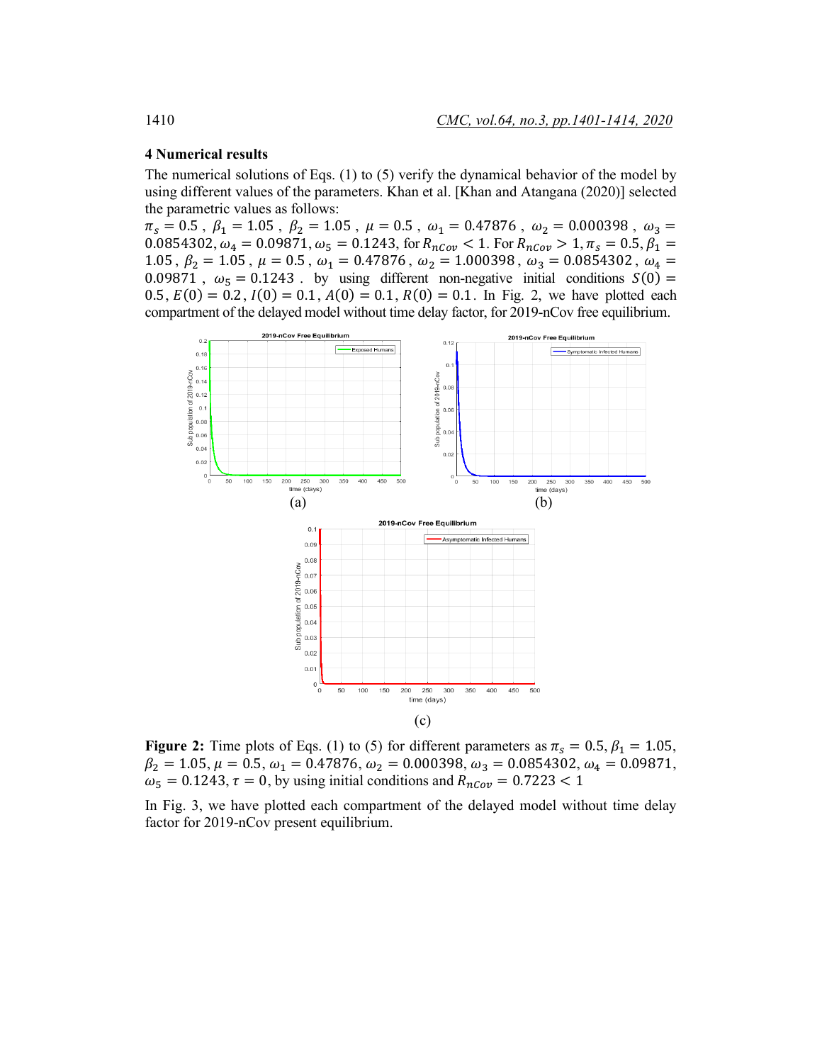## 4 Numerical results

The numerical solutions of Eqs. (1) to (5) verify the dynamical behavior of the model by using different values of the parameters. Khan et al. [Khan and Atangana (2020)] selected the parametric values as follows:

$\pi_s = 0.5$, $\beta_1 = 1.05$, $\beta_2 = 1.05$, $\mu = 0.5$, $\omega_1 = 0.47876$, $\omega_2 = 0.000398$, $\omega_3 = 0.0854302$, $\omega_4 = 0.09871$, $\omega_5 = 0.1243$, for $R_{nCov} < 1$. For $R_{nCov} > 1$, $\pi_s = 0.5$, $\beta_1 = 1.05$, $\beta_2 = 1.05$, $\mu = 0.5$, $\omega_1 = 0.47876$, $\omega_2 = 1.000398$, $\omega_3 = 0.0854302$, $\omega_4 = 0.09871$, $\omega_5 = 0.1243$. by using different non-negative initial conditions $S(0) = 0.5$, $E(0) = 0.2$, $I(0) = 0.1$, $A(0) = 0.1$, $R(0) = 0.1$. In Fig. 2, we have plotted each compartment of the delayed model without time delay factor, for 2019-nCov free equilibrium.

(a)

(b)

(c)

**Figure 2:** Time plots of Eqs. (1) to (5) for different parameters as $\pi_s = 0.5, \beta_1 = 1.05$, $\beta_2 = 1.05$, $\mu = 0.5$, $\omega_1 = 0.47876$, $\omega_2 = 0.000398$, $\omega_3 = 0.0854302$, $\omega_4 = 0.09871$, $\omega_5 = 0.1243$, $\tau = 0$, by using initial conditions and $R_{nCov} = 0.7223 < 1$

In Fig. 3, we have plotted each compartment of the delayed model without time delay factor for 2019-nCov present equilibrium.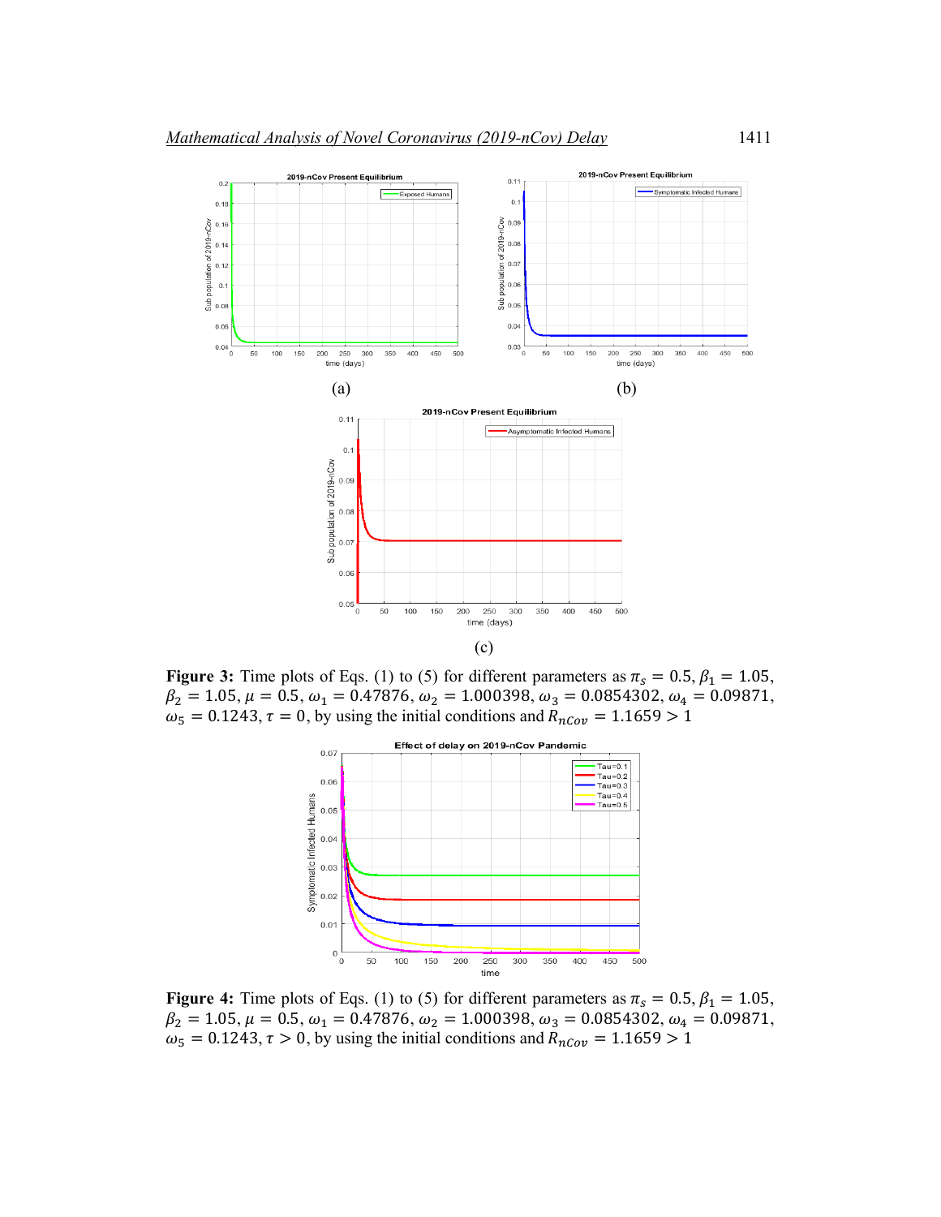(a)

(b)

(c)

**Figure 3:** Time plots of Eqs. (1) to (5) for different parameters as $\pi_s = 0.5, \beta_1 = 1.05$, $\beta_2 = 1.05, \mu = 0.5, \omega_1 = 0.47876, \omega_2 = 1.000398, \omega_3 = 0.0854302, \omega_4 = 0.09871$, $\omega_5 = 0.1243, \tau = 0$, by using the initial conditions and $R_{nCov} = 1.1659 > 1$

**Figure 4:** Time plots of Eqs. (1) to (5) for different parameters as $\pi_s = 0.5, \beta_1 = 1.05$, $\beta_2 = 1.05, \mu = 0.5, \omega_1 = 0.47876, \omega_2 = 1.000398, \omega_3 = 0.0854302, \omega_4 = 0.09871$, $\omega_5 = 0.1243, \tau > 0$, by using the initial conditions and $R_{nCov} = 1.1659 > 1$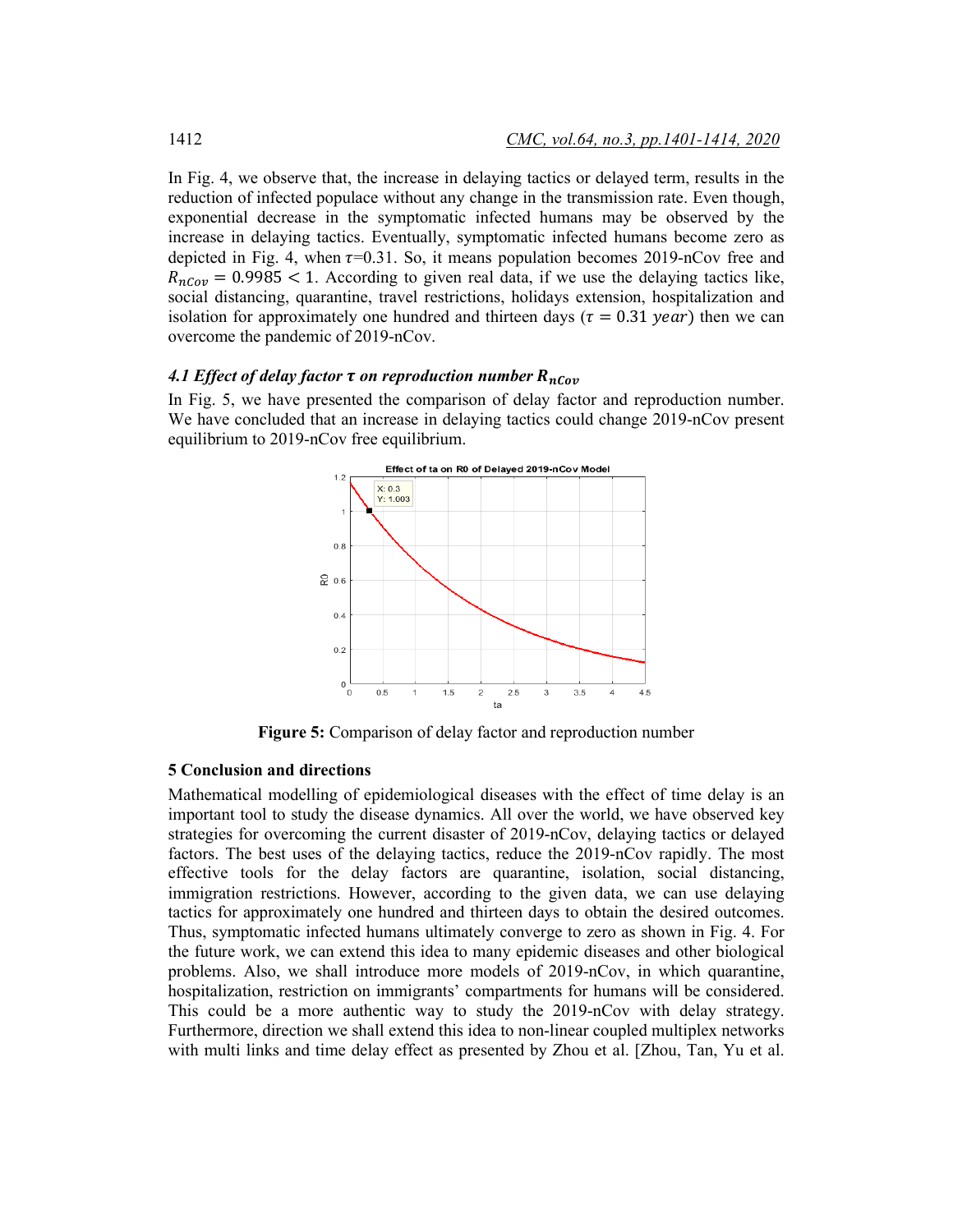In Fig. 4, we observe that, the increase in delaying tactics or delayed term, results in the reduction of infected populace without any change in the transmission rate. Even though, exponential decrease in the symptomatic infected humans may be observed by the increase in delaying tactics. Eventually, symptomatic infected humans become zero as depicted in Fig. 4, when $\tau$=0.31. So, it means population becomes 2019-nCov free and $R_{nCov} = 0.9985 < 1$. According to given real data, if we use the delaying tactics like, social distancing, quarantine, travel restrictions, holidays extension, hospitalization and isolation for approximately one hundred and thirteen days ($\tau = 0.31\ year$) then we can overcome the pandemic of 2019-nCov.

### *4.1 Effect of delay factor $\tau$ on reproduction number $R_{nCov}$*

In Fig. 5, we have presented the comparison of delay factor and reproduction number. We have concluded that an increase in delaying tactics could change 2019-nCov present equilibrium to 2019-nCov free equilibrium.

**Figure 5:** Comparison of delay factor and reproduction number

### 5 Conclusion and directions

Mathematical modelling of epidemiological diseases with the effect of time delay is an important tool to study the disease dynamics. All over the world, we have observed key strategies for overcoming the current disaster of 2019-nCov, delaying tactics or delayed factors. The best uses of the delaying tactics, reduce the 2019-nCov rapidly. The most effective tools for the delay factors are quarantine, isolation, social distancing, immigration restrictions. However, according to the given data, we can use delaying tactics for approximately one hundred and thirteen days to obtain the desired outcomes. Thus, symptomatic infected humans ultimately converge to zero as shown in Fig. 4. For the future work, we can extend this idea to many epidemic diseases and other biological problems. Also, we shall introduce more models of 2019-nCov, in which quarantine, hospitalization, restriction on immigrants' compartments for humans will be considered. This could be a more authentic way to study the 2019-nCov with delay strategy. Furthermore, direction we shall extend this idea to non-linear coupled multiplex networks with multi links and time delay effect as presented by Zhou et al. [Zhou, Tan, Yu et al.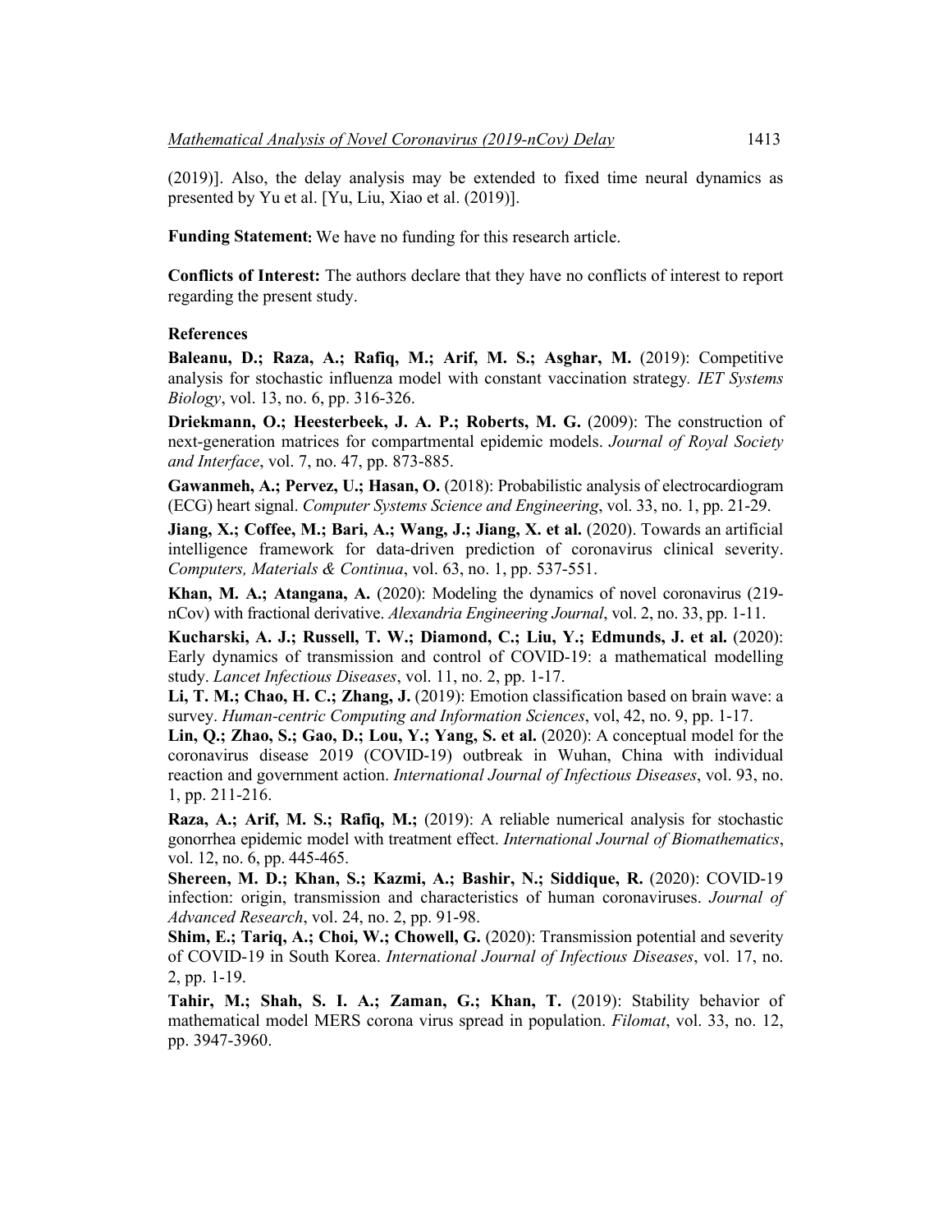(2019)]. Also, the delay analysis may be extended to fixed time neural dynamics as presented by Yu et al. [Yu, Liu, Xiao et al. (2019)].

**Funding Statement:** We have no funding for this research article.

**Conflicts of Interest:** The authors declare that they have no conflicts of interest to report regarding the present study.

## References

**Baleanu, D.; Raza, A.; Rafiq, M.; Arif, M. S.; Asghar, M.** (2019): Competitive analysis for stochastic influenza model with constant vaccination strategy. *IET Systems Biology*, vol. 13, no. 6, pp. 316-326.

**Driekmann, O.; Heesterbeek, J. A. P.; Roberts, M. G.** (2009): The construction of next-generation matrices for compartmental epidemic models. *Journal of Royal Society and Interface*, vol. 7, no. 47, pp. 873-885.

**Gawanmeh, A.; Pervez, U.; Hasan, O.** (2018): Probabilistic analysis of electrocardiogram (ECG) heart signal. *Computer Systems Science and Engineering*, vol. 33, no. 1, pp. 21-29.

**Jiang, X.; Coffee, M.; Bari, A.; Wang, J.; Jiang, X. et al.** (2020). Towards an artificial intelligence framework for data-driven prediction of coronavirus clinical severity. *Computers, Materials & Continua*, vol. 63, no. 1, pp. 537-551.

**Khan, M. A.; Atangana, A.** (2020): Modeling the dynamics of novel coronavirus (219-nCov) with fractional derivative. *Alexandria Engineering Journal*, vol. 2, no. 33, pp. 1-11.

**Kucharski, A. J.; Russell, T. W.; Diamond, C.; Liu, Y.; Edmunds, J. et al.** (2020): Early dynamics of transmission and control of COVID-19: a mathematical modelling study. *Lancet Infectious Diseases*, vol. 11, no. 2, pp. 1-17.

**Li, T. M.; Chao, H. C.; Zhang, J.** (2019): Emotion classification based on brain wave: a survey. *Human-centric Computing and Information Sciences*, vol, 42, no. 9, pp. 1-17.

**Lin, Q.; Zhao, S.; Gao, D.; Lou, Y.; Yang, S. et al.** (2020): A conceptual model for the coronavirus disease 2019 (COVID-19) outbreak in Wuhan, China with individual reaction and government action. *International Journal of Infectious Diseases*, vol. 93, no. 1, pp. 211-216.

**Raza, A.; Arif, M. S.; Rafiq, M.;** (2019): A reliable numerical analysis for stochastic gonorrhea epidemic model with treatment effect. *International Journal of Biomathematics*, vol. 12, no. 6, pp. 445-465.

**Shereen, M. D.; Khan, S.; Kazmi, A.; Bashir, N.; Siddique, R.** (2020): COVID-19 infection: origin, transmission and characteristics of human coronaviruses. *Journal of Advanced Research*, vol. 24, no. 2, pp. 91-98.

**Shim, E.; Tariq, A.; Choi, W.; Chowell, G.** (2020): Transmission potential and severity of COVID-19 in South Korea. *International Journal of Infectious Diseases*, vol. 17, no. 2, pp. 1-19.

**Tahir, M.; Shah, S. I. A.; Zaman, G.; Khan, T.** (2019): Stability behavior of mathematical model MERS corona virus spread in population. *Filomat*, vol. 33, no. 12, pp. 3947-3960.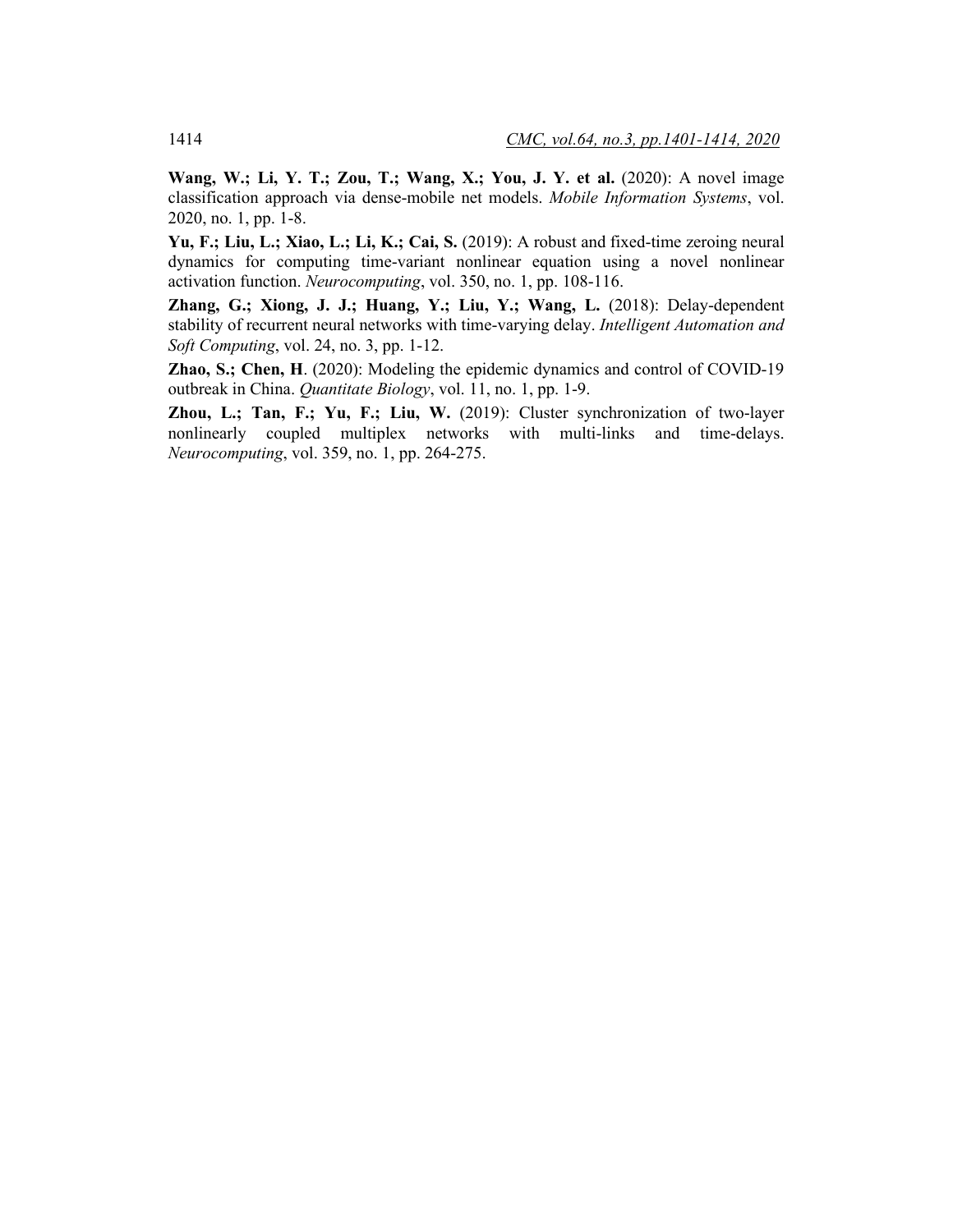**Wang, W.; Li, Y. T.; Zou, T.; Wang, X.; You, J. Y. et al.** (2020): A novel image classification approach via dense-mobile net models. *Mobile Information Systems*, vol. 2020, no. 1, pp. 1-8.

**Yu, F.; Liu, L.; Xiao, L.; Li, K.; Cai, S.** (2019): A robust and fixed-time zeroing neural dynamics for computing time-variant nonlinear equation using a novel nonlinear activation function. *Neurocomputing*, vol. 350, no. 1, pp. 108-116.

**Zhang, G.; Xiong, J. J.; Huang, Y.; Liu, Y.; Wang, L.** (2018): Delay-dependent stability of recurrent neural networks with time-varying delay. *Intelligent Automation and Soft Computing*, vol. 24, no. 3, pp. 1-12.

**Zhao, S.; Chen, H**. (2020): Modeling the epidemic dynamics and control of COVID-19 outbreak in China. *Quantitate Biology*, vol. 11, no. 1, pp. 1-9.

**Zhou, L.; Tan, F.; Yu, F.; Liu, W.** (2019): Cluster synchronization of two-layer nonlinearly coupled multiplex networks with multi-links and time-delays. *Neurocomputing*, vol. 359, no. 1, pp. 264-275.